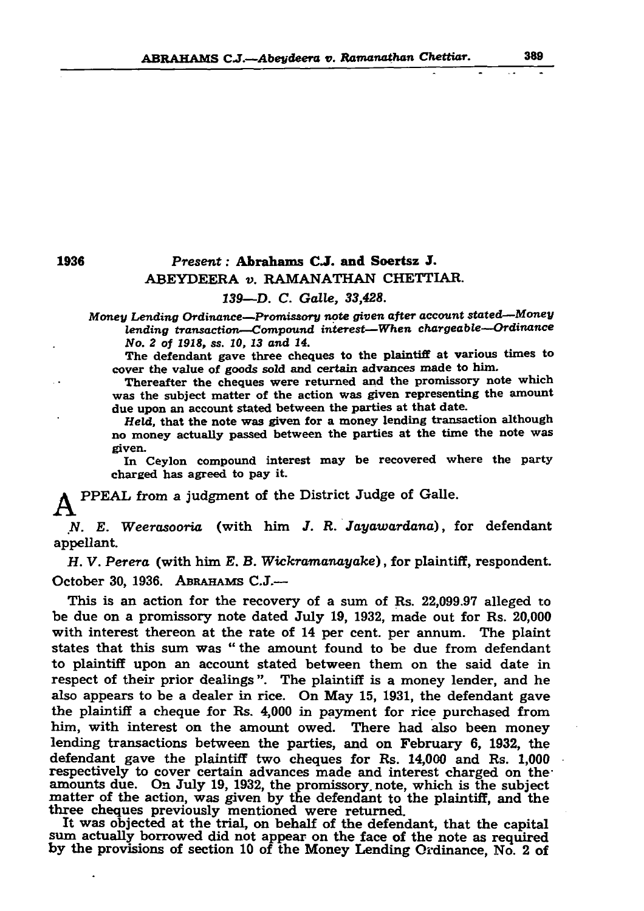1936

**Present : Abrahams C.J. and Soertsz J.**

ABEYDEERA *v.* RAMANATHAN CHETTIAR.

*139—D. C. Galle, 33,428.*

*Money Lending Ordinance—Promissory note given after account stated—Money lending transaction—Compound interest—When chargeable—Ordinance No. 2 of 1918, ss. 10, 13 and 14.*

The defendant gave three cheques to the plaintiff at various times to cover the value of goods sold and certain advances made to him.

Thereafter the cheques were returned and the promissory note which was the subject matter of the action was given representing the amount due upon an account stated between the parties at that date.

*Held*, that the note was given for a money lending transaction although no money actually passed between the parties at the time the note was given.

In Ceylon compound interest may be recovered where the party charged has agreed to pay it.

APPEAL from a judgment of the District Judge of Galle.

*N. E. Weerasooria* (with him *J. R. Jayawardana*), for defendant appellant.

*H. V. Perera* (with him *E. B. Wickramanayake*), for plaintiff, respondent.

October 30, 1936. ABRAHAMS C.J.—

This is an action for the recovery of a sum of Rs. 22,099.97 alleged to be due on a promissory note dated July 19, 1932, made out for Rs. 20,000 with interest thereon at the rate of 14 per cent. per annum. The plaint states that this sum was " the amount found to be due from defendant to plaintiff upon an account stated between them on the said date in respect of their prior dealings ". The plaintiff is a money lender, and he also appears to be a dealer in rice. On May 15, 1931, the defendant gave the plaintiff a cheque for Rs. 4,000 in payment for rice purchased from him, with interest on the amount owed. There had also been money lending transactions between the parties, and on February 6, 1932, the defendant gave the plaintiff two cheques for Rs. 14,000 and Rs. 1,000 respectively to cover certain advances made and interest charged on the amounts due. On July 19, 1932, the promissory note, which is the subject matter of the action, was given by the defendant to the plaintiff, and the three cheques previously mentioned were returned.

It was objected at the trial, on behalf of the defendant, that the capital sum actually borrowed did not appear on the face of the note as required by the provisions of section 10 of the Money Lending Ordinance, No. 2 of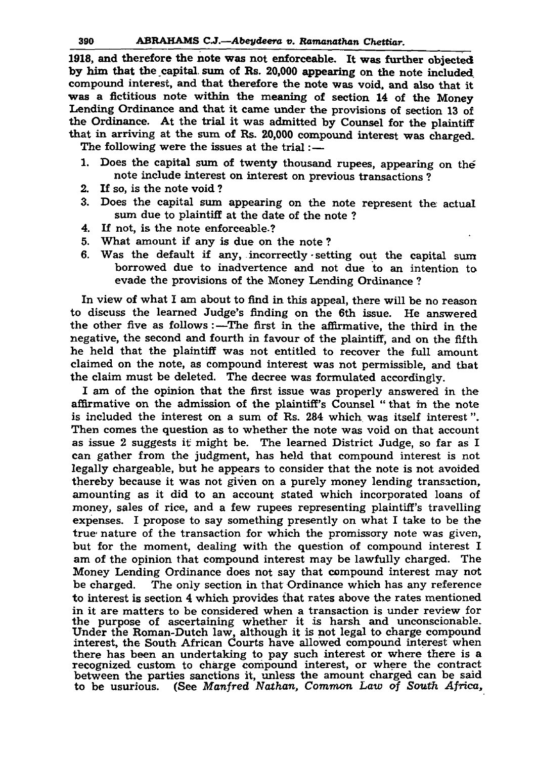1918, and therefore the note was not enforceable. It was further objected by him that the capital sum of Rs. 20,000 appearing on the note included compound interest, and that therefore the note was void, and also that it was a fictitious note within the meaning of section 14 of the Money Lending Ordinance and that it came under the provisions of section 13 of the Ordinance. At the trial it was admitted by Counsel for the plaintiff that in arriving at the sum of Rs. 20,000 compound interest was charged.

The following were the issues at the trial :—

1. Does the capital sum of twenty thousand rupees, appearing on the note include interest on interest on previous transactions ?
2. If so, is the note void ?
3. Does the capital sum appearing on the note represent the actual sum due to plaintiff at the date of the note ?
4. If not, is the note enforceable ?
5. What amount if any is due on the note ?
6. Was the default if any, incorrectly setting out the capital sum borrowed due to inadvertence and not due to an intention to evade the provisions of the Money Lending Ordinance ?

In view of what I am about to find in this appeal, there will be no reason to discuss the learned Judge's finding on the 6th issue. He answered the other five as follows :—The first in the affirmative, the third in the negative, the second and fourth in favour of the plaintiff, and on the fifth he held that the plaintiff was not entitled to recover the full amount claimed on the note, as compound interest was not permissible, and that the claim must be deleted. The decree was formulated accordingly.

I am of the opinion that the first issue was properly answered in the affirmative on the admission of the plaintiff's Counsel " that in the note is included the interest on a sum of Rs. 284 which was itself interest ". Then comes the question as to whether the note was void on that account as issue 2 suggests it might be. The learned District Judge, so far as I can gather from the judgment, has held that compound interest is not legally chargeable, but he appears to consider that the note is not avoided thereby because it was not given on a purely money lending transaction, amounting as it did to an account stated which incorporated loans of money, sales of rice, and a few rupees representing plaintiff's travelling expenses. I propose to say something presently on what I take to be the true nature of the transaction for which the promissory note was given, but for the moment, dealing with the question of compound interest I am of the opinion that compound interest may be lawfully charged. The Money Lending Ordinance does not say that compound interest may not be charged. The only section in that Ordinance which has any reference to interest is section 4 which provides that rates above the rates mentioned in it are matters to be considered when a transaction is under review for the purpose of ascertaining whether it is harsh and unconscionable. Under the Roman-Dutch law, although it is not legal to charge compound interest, the South African Courts have allowed compound interest when there has been an undertaking to pay such interest or where there is a recognized custom to charge compound interest, or where the contract between the parties sanctions it, unless the amount charged can be said to be usurious. (See *Manfred Nathan, Common Law of South Africa,*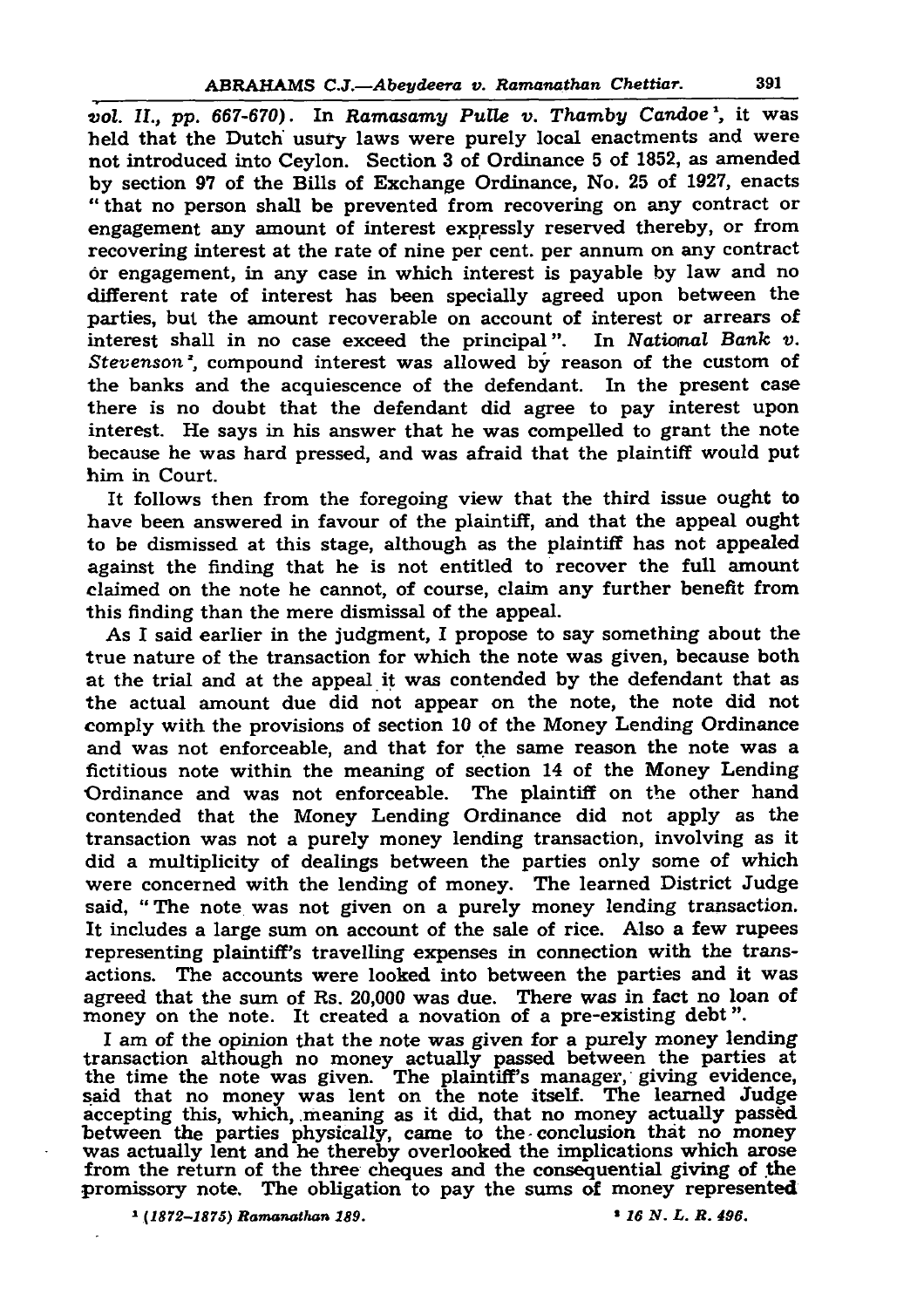*vol. II., pp. 667-670*). In *Ramasamy Pulle v. Thamby Candoe*[1], it was held that the Dutch usury laws were purely local enactments and were not introduced into Ceylon. Section 3 of Ordinance 5 of 1852, as amended by section 97 of the Bills of Exchange Ordinance, No. 25 of 1927, enacts "that no person shall be prevented from recovering on any contract or engagement any amount of interest expressly reserved thereby, or from recovering interest at the rate of nine per cent. per annum on any contract or engagement, in any case in which interest is payable by law and no different rate of interest has been specially agreed upon between the parties, but the amount recoverable on account of interest or arrears of interest shall in no case exceed the principal". In *National Bank v. Stevenson*[2], compound interest was allowed by reason of the custom of the banks and the acquiescence of the defendant. In the present case there is no doubt that the defendant did agree to pay interest upon interest. He says in his answer that he was compelled to grant the note because he was hard pressed, and was afraid that the plaintiff would put him in Court.

It follows then from the foregoing view that the third issue ought to have been answered in favour of the plaintiff, and that the appeal ought to be dismissed at this stage, although as the plaintiff has not appealed against the finding that he is not entitled to recover the full amount claimed on the note he cannot, of course, claim any further benefit from this finding than the mere dismissal of the appeal.

As I said earlier in the judgment, I propose to say something about the true nature of the transaction for which the note was given, because both at the trial and at the appeal it was contended by the defendant that as the actual amount due did not appear on the note, the note did not comply with the provisions of section 10 of the Money Lending Ordinance and was not enforceable, and that for the same reason the note was a fictitious note within the meaning of section 14 of the Money Lending Ordinance and was not enforceable. The plaintiff on the other hand contended that the Money Lending Ordinance did not apply as the transaction was not a purely money lending transaction, involving as it did a multiplicity of dealings between the parties only some of which were concerned with the lending of money. The learned District Judge said, "The note was not given on a purely money lending transaction. It includes a large sum on account of the sale of rice. Also a few rupees representing plaintiff's travelling expenses in connection with the transactions. The accounts were looked into between the parties and it was agreed that the sum of Rs. 20,000 was due. There was in fact no loan of money on the note. It created a novation of a pre-existing debt".

I am of the opinion that the note was given for a purely money lending transaction although no money actually passed between the parties at the time the note was given. The plaintiff's manager, giving evidence, said that no money was lent on the note itself. The learned Judge accepting this, which, meaning as it did, that no money actually passed between the parties physically, came to the conclusion that no money was actually lent and he thereby overlooked the implications which arose from the return of the three cheques and the consequential giving of the promissory note. The obligation to pay the sums of money represented

[1] (1872–1875) Ramanathan 189.

[2] 16 N. L. R. 496.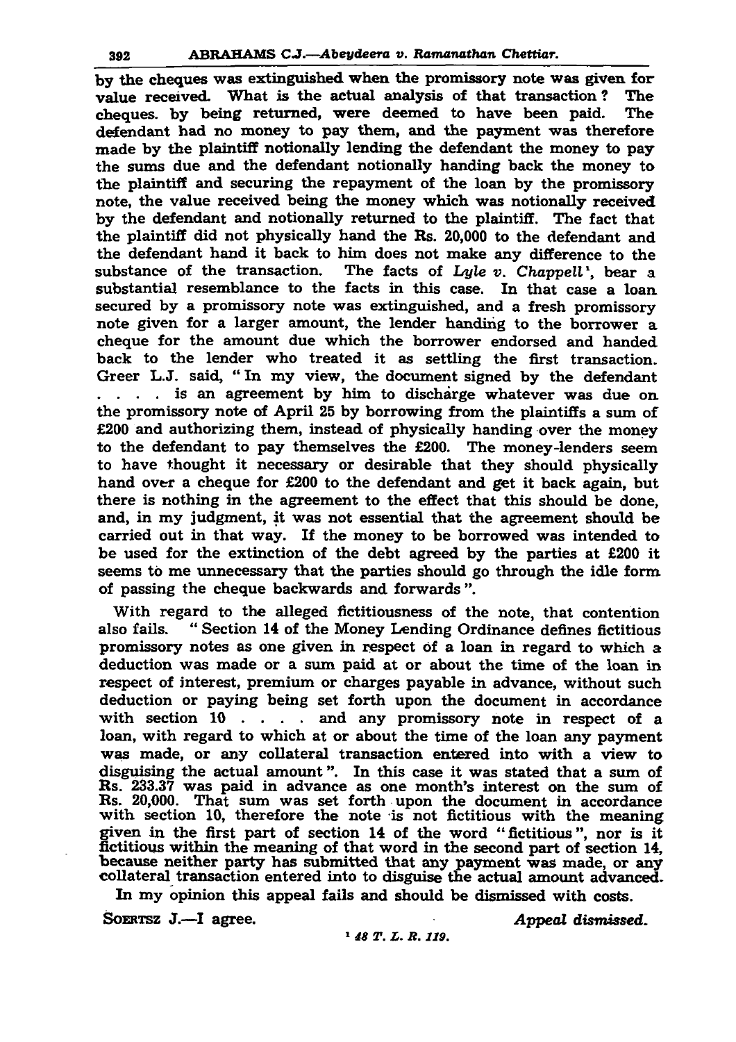by the cheques was extinguished when the promissory note was given for value received. What is the actual analysis of that transaction? The cheques. by being returned, were deemed to have been paid. The defendant had no money to pay them, and the payment was therefore made by the plaintiff notionally lending the defendant the money to pay the sums due and the defendant notionally handing back the money to the plaintiff and securing the repayment of the loan by the promissory note, the value received being the money which was notionally received by the defendant and notionally returned to the plaintiff. The fact that the plaintiff did not physically hand the Rs. 20,000 to the defendant and the defendant hand it back to him does not make any difference to the substance of the transaction. The facts of *Lyle v. Chappell*[1], bear a substantial resemblance to the facts in this case. In that case a loan secured by a promissory note was extinguished, and a fresh promissory note given for a larger amount, the lender handing to the borrower a cheque for the amount due which the borrower endorsed and handed back to the lender who treated it as settling the first transaction. Greer L.J. said, " In my view, the document signed by the defendant . . . . is an agreement by him to discharge whatever was due on the promissory note of April 25 by borrowing from the plaintiffs a sum of £200 and authorizing them, instead of physically handing over the money to the defendant to pay themselves the £200. The money-lenders seem to have thought it necessary or desirable that they should physically hand over a cheque for £200 to the defendant and get it back again, but there is nothing in the agreement to the effect that this should be done, and, in my judgment, it was not essential that the agreement should be carried out in that way. If the money to be borrowed was intended to be used for the extinction of the debt agreed by the parties at £200 it seems to me unnecessary that the parties should go through the idle form of passing the cheque backwards and forwards ".

With regard to the alleged fictitiousness of the note, that contention also fails. " Section 14 of the Money Lending Ordinance defines fictitious promissory notes as one given in respect of a loan in regard to which a deduction was made or a sum paid at or about the time of the loan in respect of interest, premium or charges payable in advance, without such deduction or paying being set forth upon the document in accordance with section 10 . . . . and any promissory note in respect of a loan, with regard to which at or about the time of the loan any payment was made, or any collateral transaction entered into with a view to disguising the actual amount ". In this case it was stated that a sum of Rs. 233.37 was paid in advance as one month's interest on the sum of Rs. 20,000. That sum was set forth upon the document in accordance with section 10, therefore the note is not fictitious with the meaning given in the first part of section 14 of the word "fictitious", nor is it fictitious within the meaning of that word in the second part of section 14, because neither party has submitted that any payment was made, or any collateral transaction entered into to disguise the actual amount advanced.

In my opinion this appeal fails and should be dismissed with costs.

SOERTSZ J.—I agree. *Appeal dismissed.*

[1] *48 T. L. R. 119.*